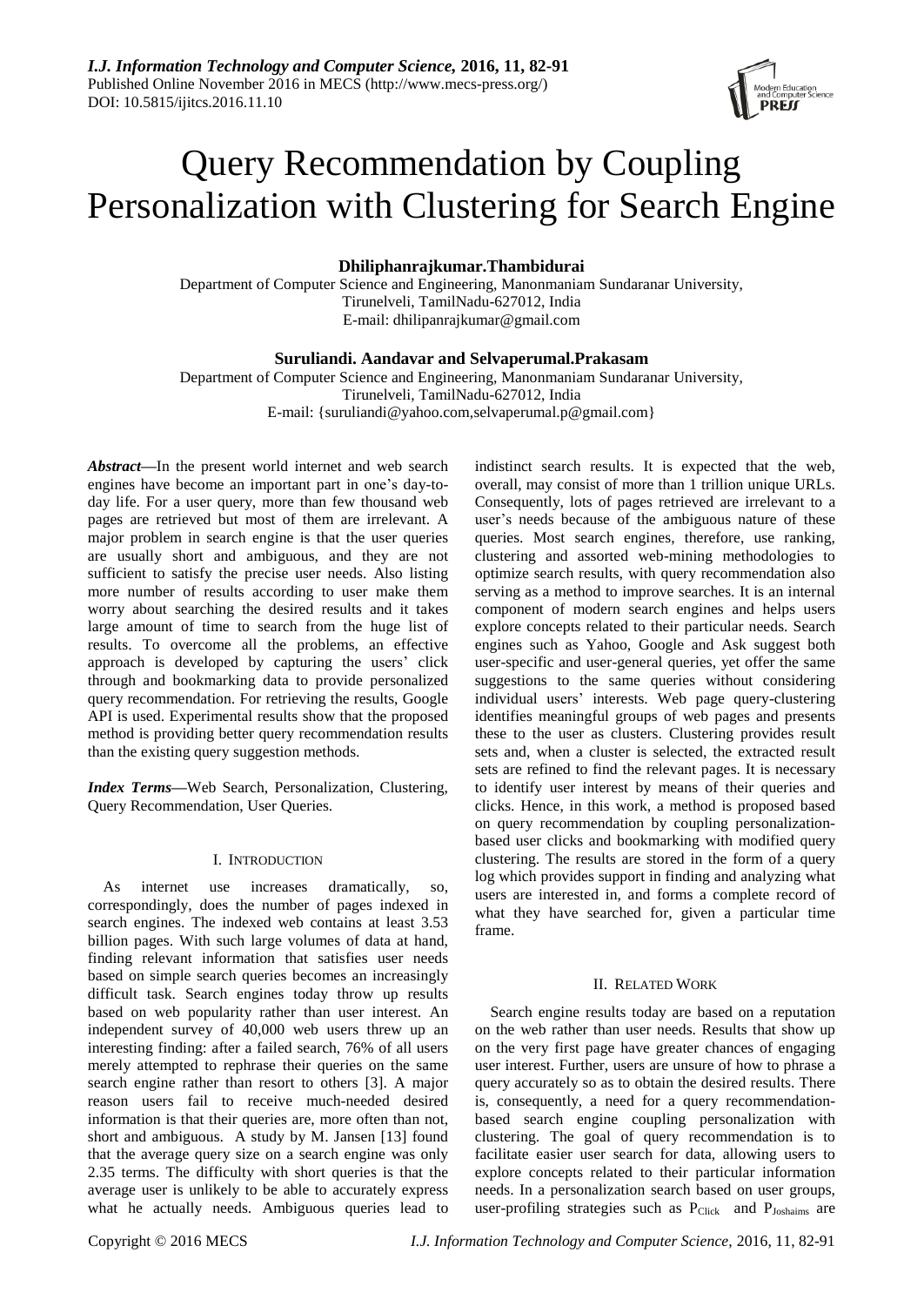# Query Recommendation by Coupling Personalization with Clustering for Search Engine

**Dhiliphanrajkumar.Thambidurai**
Department of Computer Science and Engineering, Manonmaniam Sundaranar University,
Tirunelveli, TamilNadu-627012, India
E-mail: dhilipanrajkumar@gmail.com

**Suruliandi. Aandavar and Selvaperumal.Prakasam**
Department of Computer Science and Engineering, Manonmaniam Sundaranar University,
Tirunelveli, TamilNadu-627012, India
E-mail: {suruliandi@yahoo.com,selvaperumal.p@gmail.com}

***Abstract*—**In the present world internet and web search engines have become an important part in one's day-to-day life. For a user query, more than few thousand web pages are retrieved but most of them are irrelevant. A major problem in search engine is that the user queries are usually short and ambiguous, and they are not sufficient to satisfy the precise user needs. Also listing more number of results according to user make them worry about searching the desired results and it takes large amount of time to search from the huge list of results. To overcome all the problems, an effective approach is developed by capturing the users' click through and bookmarking data to provide personalized query recommendation. For retrieving the results, Google API is used. Experimental results show that the proposed method is providing better query recommendation results than the existing query suggestion methods.

***Index Terms*—**Web Search, Personalization, Clustering, Query Recommendation, User Queries.

## I. INTRODUCTION

As internet use increases dramatically, so, correspondingly, does the number of pages indexed in search engines. The indexed web contains at least 3.53 billion pages. With such large volumes of data at hand, finding relevant information that satisfies user needs based on simple search queries becomes an increasingly difficult task. Search engines today throw up results based on web popularity rather than user interest. An independent survey of 40,000 web users threw up an interesting finding: after a failed search, 76% of all users merely attempted to rephrase their queries on the same search engine rather than resort to others [3]. A major reason users fail to receive much-needed desired information is that their queries are, more often than not, short and ambiguous. A study by M. Jansen [13] found that the average query size on a search engine was only 2.35 terms. The difficulty with short queries is that the average user is unlikely to be able to accurately express what he actually needs. Ambiguous queries lead to indistinct search results. It is expected that the web, overall, may consist of more than 1 trillion unique URLs. Consequently, lots of pages retrieved are irrelevant to a user's needs because of the ambiguous nature of these queries. Most search engines, therefore, use ranking, clustering and assorted web-mining methodologies to optimize search results, with query recommendation also serving as a method to improve searches. It is an internal component of modern search engines and helps users explore concepts related to their particular needs. Search engines such as Yahoo, Google and Ask suggest both user-specific and user-general queries, yet offer the same suggestions to the same queries without considering individual users' interests. Web page query-clustering identifies meaningful groups of web pages and presents these to the user as clusters. Clustering provides result sets and, when a cluster is selected, the extracted result sets are refined to find the relevant pages. It is necessary to identify user interest by means of their queries and clicks. Hence, in this work, a method is proposed based on query recommendation by coupling personalization-based user clicks and bookmarking with modified query clustering. The results are stored in the form of a query log which provides support in finding and analyzing what users are interested in, and forms a complete record of what they have searched for, given a particular time frame.

## II. RELATED WORK

Search engine results today are based on a reputation on the web rather than user needs. Results that show up on the very first page have greater chances of engaging user interest. Further, users are unsure of how to phrase a query accurately so as to obtain the desired results. There is, consequently, a need for a query recommendation-based search engine coupling personalization with clustering. The goal of query recommendation is to facilitate easier user search for data, allowing users to explore concepts related to their particular information needs. In a personalization search based on user groups, user-profiling strategies such as $P_{Click}$ and $P_{Joshaims}$ are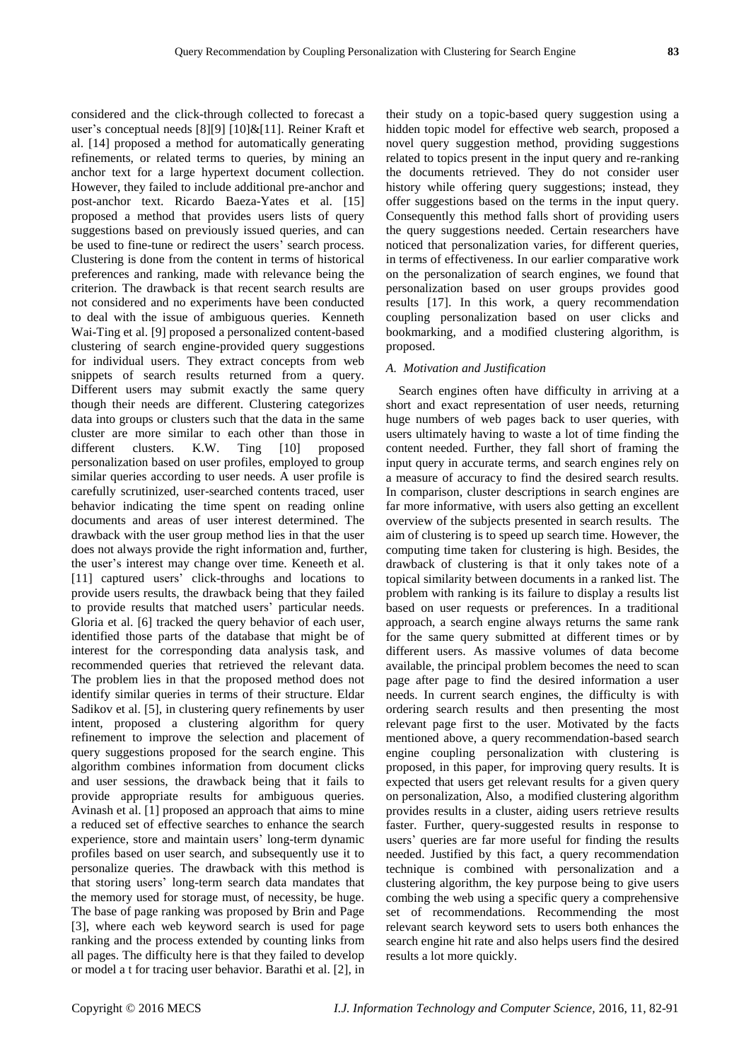considered and the click-through collected to forecast a user's conceptual needs [8][9] [10]&[11]. Reiner Kraft et al. [14] proposed a method for automatically generating refinements, or related terms to queries, by mining an anchor text for a large hypertext document collection. However, they failed to include additional pre-anchor and post-anchor text. Ricardo Baeza-Yates et al. [15] proposed a method that provides users lists of query suggestions based on previously issued queries, and can be used to fine-tune or redirect the users' search process. Clustering is done from the content in terms of historical preferences and ranking, made with relevance being the criterion. The drawback is that recent search results are not considered and no experiments have been conducted to deal with the issue of ambiguous queries. Kenneth Wai-Ting et al. [9] proposed a personalized content-based clustering of search engine-provided query suggestions for individual users. They extract concepts from web snippets of search results returned from a query. Different users may submit exactly the same query though their needs are different. Clustering categorizes data into groups or clusters such that the data in the same cluster are more similar to each other than those in different clusters. K.W. Ting [10] proposed personalization based on user profiles, employed to group similar queries according to user needs. A user profile is carefully scrutinized, user-searched contents traced, user behavior indicating the time spent on reading online documents and areas of user interest determined. The drawback with the user group method lies in that the user does not always provide the right information and, further, the user's interest may change over time. Keneeth et al. [11] captured users' click-throughs and locations to provide users results, the drawback being that they failed to provide results that matched users' particular needs. Gloria et al. [6] tracked the query behavior of each user, identified those parts of the database that might be of interest for the corresponding data analysis task, and recommended queries that retrieved the relevant data. The problem lies in that the proposed method does not identify similar queries in terms of their structure. Eldar Sadikov et al. [5], in clustering query refinements by user intent, proposed a clustering algorithm for query refinement to improve the selection and placement of query suggestions proposed for the search engine. This algorithm combines information from document clicks and user sessions, the drawback being that it fails to provide appropriate results for ambiguous queries. Avinash et al. [1] proposed an approach that aims to mine a reduced set of effective searches to enhance the search experience, store and maintain users' long-term dynamic profiles based on user search, and subsequently use it to personalize queries. The drawback with this method is that storing users' long-term search data mandates that the memory used for storage must, of necessity, be huge. The base of page ranking was proposed by Brin and Page [3], where each web keyword search is used for page ranking and the process extended by counting links from all pages. The difficulty here is that they failed to develop or model a t for tracing user behavior. Barathi et al. [2], in their study on a topic-based query suggestion using a hidden topic model for effective web search, proposed a novel query suggestion method, providing suggestions related to topics present in the input query and re-ranking the documents retrieved. They do not consider user history while offering query suggestions; instead, they offer suggestions based on the terms in the input query. Consequently this method falls short of providing users the query suggestions needed. Certain researchers have noticed that personalization varies, for different queries, in terms of effectiveness. In our earlier comparative work on the personalization of search engines, we found that personalization based on user groups provides good results [17]. In this work, a query recommendation coupling personalization based on user clicks and bookmarking, and a modified clustering algorithm, is proposed.

### *A. Motivation and Justification*

Search engines often have difficulty in arriving at a short and exact representation of user needs, returning huge numbers of web pages back to user queries, with users ultimately having to waste a lot of time finding the content needed. Further, they fall short of framing the input query in accurate terms, and search engines rely on a measure of accuracy to find the desired search results. In comparison, cluster descriptions in search engines are far more informative, with users also getting an excellent overview of the subjects presented in search results. The aim of clustering is to speed up search time. However, the computing time taken for clustering is high. Besides, the drawback of clustering is that it only takes note of a topical similarity between documents in a ranked list. The problem with ranking is its failure to display a results list based on user requests or preferences. In a traditional approach, a search engine always returns the same rank for the same query submitted at different times or by different users. As massive volumes of data become available, the principal problem becomes the need to scan page after page to find the desired information a user needs. In current search engines, the difficulty is with ordering search results and then presenting the most relevant page first to the user. Motivated by the facts mentioned above, a query recommendation-based search engine coupling personalization with clustering is proposed, in this paper, for improving query results. It is expected that users get relevant results for a given query on personalization, Also, a modified clustering algorithm provides results in a cluster, aiding users retrieve results faster. Further, query-suggested results in response to users' queries are far more useful for finding the results needed. Justified by this fact, a query recommendation technique is combined with personalization and a clustering algorithm, the key purpose being to give users combing the web using a specific query a comprehensive set of recommendations. Recommending the most relevant search keyword sets to users both enhances the search engine hit rate and also helps users find the desired results a lot more quickly.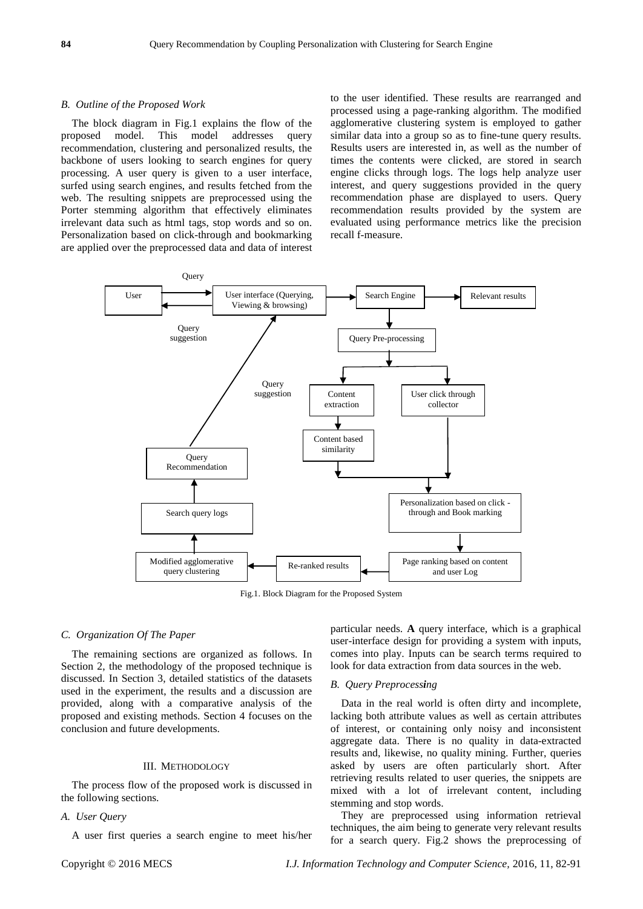### B. Outline of the Proposed Work

The block diagram in Fig.1 explains the flow of the proposed model. This model addresses query recommendation, clustering and personalized results, the backbone of users looking to search engines for query processing. A user query is given to a user interface, surfed using search engines, and results fetched from the web. The resulting snippets are preprocessed using the Porter stemming algorithm that effectively eliminates irrelevant data such as html tags, stop words and so on. Personalization based on click-through and bookmarking are applied over the preprocessed data and data of interest to the user identified. These results are rearranged and processed using a page-ranking algorithm. The modified agglomerative clustering system is employed to gather similar data into a group so as to fine-tune query results. Results users are interested in, as well as the number of times the contents were clicked, are stored in search engine clicks through logs. The logs help analyze user interest, and query suggestions provided in the query recommendation phase are displayed to users. Query recommendation results provided by the system are evaluated using performance metrics like the precision recall f-measure.

Fig.1. Block Diagram for the Proposed System

### C. Organization Of The Paper

The remaining sections are organized as follows. In Section 2, the methodology of the proposed technique is discussed. In Section 3, detailed statistics of the datasets used in the experiment, the results and a discussion are provided, along with a comparative analysis of the proposed and existing methods. Section 4 focuses on the conclusion and future developments.

## III. Methodology

The process flow of the proposed work is discussed in the following sections.

### A. User Query

A user first queries a search engine to meet his/her particular needs. **A** query interface, which is a graphical user-interface design for providing a system with inputs, comes into play. Inputs can be search terms required to look for data extraction from data sources in the web.

### B. Query Preprocessing

Data in the real world is often dirty and incomplete, lacking both attribute values as well as certain attributes of interest, or containing only noisy and inconsistent aggregate data. There is no quality in data-extracted results and, likewise, no quality mining. Further, queries asked by users are often particularly short. After retrieving results related to user queries, the snippets are mixed with a lot of irrelevant content, including stemming and stop words.

They are preprocessed using information retrieval techniques, the aim being to generate very relevant results for a search query. Fig.2 shows the preprocessing of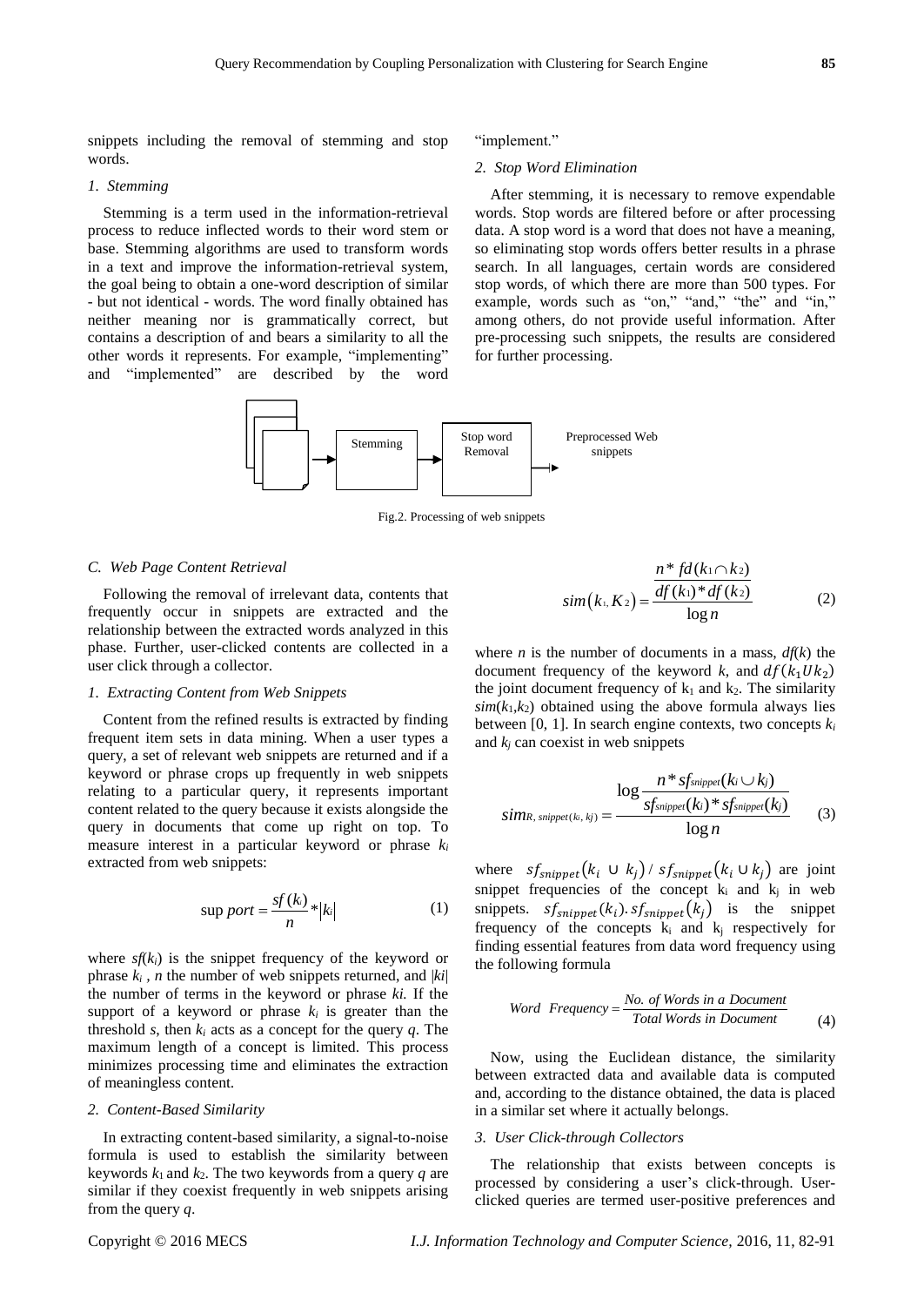snippets including the removal of stemming and stop words.

*1. Stemming*

Stemming is a term used in the information-retrieval process to reduce inflected words to their word stem or base. Stemming algorithms are used to transform words in a text and improve the information-retrieval system, the goal being to obtain a one-word description of similar - but not identical - words. The word finally obtained has neither meaning nor is grammatically correct, but contains a description of and bears a similarity to all the other words it represents. For example, "implementing" and "implemented" are described by the word "implement."

*2. Stop Word Elimination*

After stemming, it is necessary to remove expendable words. Stop words are filtered before or after processing data. A stop word is a word that does not have a meaning, so eliminating stop words offers better results in a phrase search. In all languages, certain words are considered stop words, of which there are more than 500 types. For example, words such as "on," "and," "the" and "in," among others, do not provide useful information. After pre-processing such snippets, the results are considered for further processing.

Stemming → Stop word Removal → Preprocessed Web snippets

Fig.2. Processing of web snippets

### *C. Web Page Content Retrieval*

Following the removal of irrelevant data, contents that frequently occur in snippets are extracted and the relationship between the extracted words analyzed in this phase. Further, user-clicked contents are collected in a user click through a collector.

*1. Extracting Content from Web Snippets*

Content from the refined results is extracted by finding frequent item sets in data mining. When a user types a query, a set of relevant web snippets are returned and if a keyword or phrase crops up frequently in web snippets relating to a particular query, it represents important content related to the query because it exists alongside the query in documents that come up right on top. To measure interest in a particular keyword or phrase $k_i$ extracted from web snippets:

$$\sup port = \frac{sf(k_i)}{n} * |k_i| \tag{1}$$

where $sf(k_i)$ is the snippet frequency of the keyword or phrase $k_i$ , $n$ the number of web snippets returned, and $|ki|$ the number of terms in the keyword or phrase $ki$. If the support of a keyword or phrase $k_i$ is greater than the threshold $s$, then $k_i$ acts as a concept for the query $q$. The maximum length of a concept is limited. This process minimizes processing time and eliminates the extraction of meaningless content.

*2. Content-Based Similarity*

In extracting content-based similarity, a signal-to-noise formula is used to establish the similarity between keywords $k_1$ and $k_2$. The two keywords from a query $q$ are similar if they coexist frequently in web snippets arising from the query $q$.

$$sim(k_1, K_2) = \frac{\dfrac{n * fd(k_1 \cap k_2)}{df(k_1) * df(k_2)}}{\log n} \tag{2}$$

where $n$ is the number of documents in a mass, $df(k)$ the document frequency of the keyword $k$, and $df(k_1 U k_2)$ the joint document frequency of $k_1$ and $k_2$. The similarity $sim(k_1,k_2)$ obtained using the above formula always lies between [0, 1]. In search engine contexts, two concepts $k_i$ and $k_j$ can coexist in web snippets

$$sim_{R,\, snippet(k_i,\, kj)} = \frac{\log \dfrac{n * sf_{snippet}(k_i \cup k_j)}{sf_{snippet}(k_i) * sf_{snippet}(k_j)}}{\log n} \tag{3}$$

where $sf_{snippet}(k_i \cup k_j) / sf_{snippet}(k_i \cup k_j)$ are joint snippet frequencies of the concept $k_i$ and $k_j$ in web snippets. $sf_{snippet}(k_i).sf_{snippet}(k_j)$ is the snippet frequency of the concepts $k_i$ and $k_j$ respectively for finding essential features from data word frequency using the following formula

$$Word\ \ Frequency = \frac{No.\ of\ Words\ in\ a\ Document}{Total\ Words\ in\ Document} \tag{4}$$

Now, using the Euclidean distance, the similarity between extracted data and available data is computed and, according to the distance obtained, the data is placed in a similar set where it actually belongs.

*3. User Click-through Collectors*

The relationship that exists between concepts is processed by considering a user's click-through. User-clicked queries are termed user-positive preferences and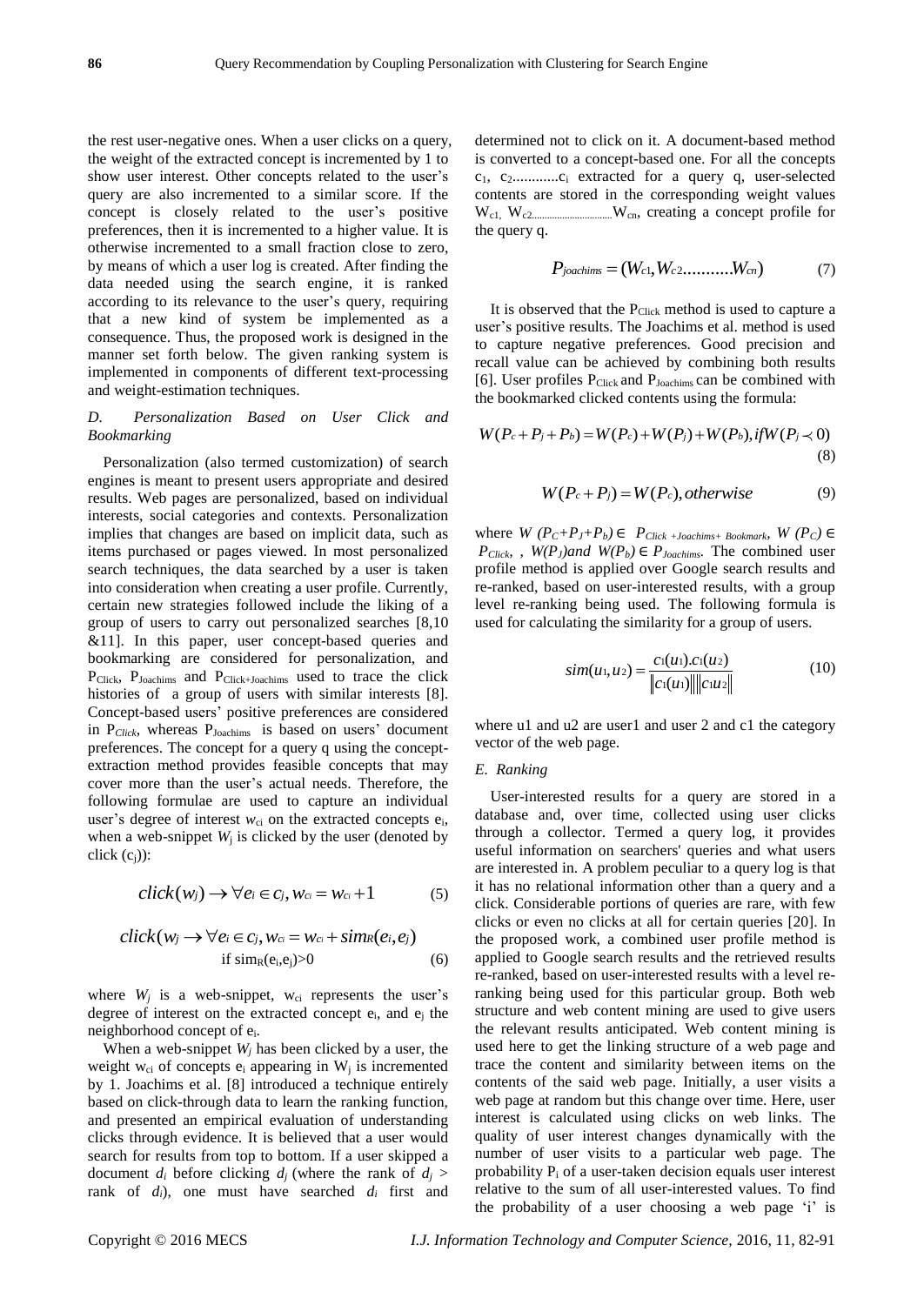the rest user-negative ones. When a user clicks on a query, the weight of the extracted concept is incremented by 1 to show user interest. Other concepts related to the user's query are also incremented to a similar score. If the concept is closely related to the user's positive preferences, then it is incremented to a higher value. It is otherwise incremented to a small fraction close to zero, by means of which a user log is created. After finding the data needed using the search engine, it is ranked according to its relevance to the user's query, requiring that a new kind of system be implemented as a consequence. Thus, the proposed work is designed in the manner set forth below. The given ranking system is implemented in components of different text-processing and weight-estimation techniques.

### *D. Personalization Based on User Click and Bookmarking*

Personalization (also termed customization) of search engines is meant to present users appropriate and desired results. Web pages are personalized, based on individual interests, social categories and contexts. Personalization implies that changes are based on implicit data, such as items purchased or pages viewed. In most personalized search techniques, the data searched by a user is taken into consideration when creating a user profile. Currently, certain new strategies followed include the liking of a group of users to carry out personalized searches [8,10 &11]. In this paper, user concept-based queries and bookmarking are considered for personalization, and $P_{Click}$, $P_{Joachims}$ and $P_{Click+Joachims}$ used to trace the click histories of a group of users with similar interests [8]. Concept-based users' positive preferences are considered in $P_{Click}$, whereas $P_{Joachims}$ is based on users' document preferences. The concept for a query q using the concept-extraction method provides feasible concepts that may cover more than the user's actual needs. Therefore, the following formulae are used to capture an individual user's degree of interest $w_{ci}$ on the extracted concepts $e_i$, when a web-snippet $W_j$ is clicked by the user (denoted by click ($c_j$)):

$$click(w_j) \rightarrow \forall e_i \in c_j, w_{ci} = w_{ci} + 1 \tag{5}$$

$$click(w_j \rightarrow \forall e_i \in c_j, w_{ci} = w_{ci} + sim_R(e_i, e_j) \quad \text{if } sim_R(e_i,e_j)>0 \tag{6}$$

where $W_j$ is a web-snippet, $w_{ci}$ represents the user's degree of interest on the extracted concept $e_i$, and $e_j$ the neighborhood concept of $e_i$.

When a web-snippet $W_j$ has been clicked by a user, the weight $w_{ci}$ of concepts $e_i$ appearing in $W_j$ is incremented by 1. Joachims et al. [8] introduced a technique entirely based on click-through data to learn the ranking function, and presented an empirical evaluation of understanding clicks through evidence. It is believed that a user would search for results from top to bottom. If a user skipped a document $d_i$ before clicking $d_j$ (where the rank of $d_j$ > rank of $d_i$), one must have searched $d_i$ first and determined not to click on it. A document-based method is converted to a concept-based one. For all the concepts $c_1$, $c_2$............$c_i$ extracted for a query q, user-selected contents are stored in the corresponding weight values $W_{c1}$, $W_{c2}$..............................$W_{cn}$, creating a concept profile for the query q.

$$P_{joachims} = (W_{c1}, W_{c2}..........W_{cn}) \tag{7}$$

It is observed that the $P_{Click}$ method is used to capture a user's positive results. The Joachims et al. method is used to capture negative preferences. Good precision and recall value can be achieved by combining both results [6]. User profiles $P_{Click}$ and $P_{Joachims}$ can be combined with the bookmarked clicked contents using the formula:

$$W(P_c + P_j + P_b) = W(P_c) + W(P_j) + W(P_b), if W(P_j \prec 0) \tag{8}$$

$$W(P_c + P_j) = W(P_c), otherwise \tag{9}$$

where $W(P_C+P_J+P_b) \in P_{Click+Joachims+Bookmark}$, $W(P_C) \in P_{Click}$, , $W(P_J)$ and $W(P_b) \in P_{Joachims}$. The combined user profile method is applied over Google search results and re-ranked, based on user-interested results, with a group level re-ranking being used. The following formula is used for calculating the similarity for a group of users.

$$sim(u_1, u_2) = \frac{c_1(u_1).c_1(u_2)}{\|c_1(u_1)\|\|c_1 u_2\|} \tag{10}$$

where u1 and u2 are user1 and user 2 and c1 the category vector of the web page.

### *E. Ranking*

User-interested results for a query are stored in a database and, over time, collected using user clicks through a collector. Termed a query log, it provides useful information on searchers' queries and what users are interested in. A problem peculiar to a query log is that it has no relational information other than a query and a click. Considerable portions of queries are rare, with few clicks or even no clicks at all for certain queries [20]. In the proposed work, a combined user profile method is applied to Google search results and the retrieved results re-ranked, based on user-interested results with a level re-ranking being used for this particular group. Both web structure and web content mining are used to give users the relevant results anticipated. Web content mining is used here to get the linking structure of a web page and trace the content and similarity between items on the contents of the said web page. Initially, a user visits a web page at random but this change over time. Here, user interest is calculated using clicks on web links. The quality of user interest changes dynamically with the number of user visits to a particular web page. The probability $P_i$ of a user-taken decision equals user interest relative to the sum of all user-interested values. To find the probability of a user choosing a web page 'i' is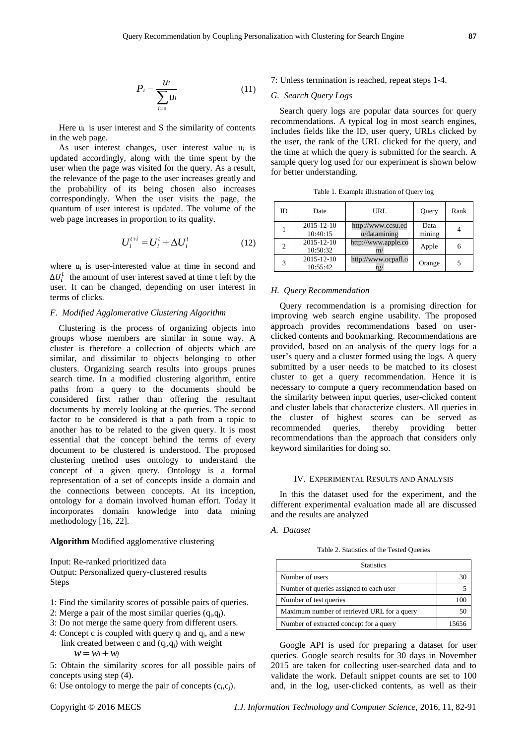$$P_i = \frac{u_i}{\sum_{i=s} u_i} \tag{11}$$

Here $u_i$ is user interest and S the similarity of contents in the web page.

As user interest changes, user interest value $u_i$ is updated accordingly, along with the time spent by the user when the page was visited for the query. As a result, the relevance of the page to the user increases greatly and the probability of its being chosen also increases correspondingly. When the user visits the page, the quantum of user interest is updated. The volume of the web page increases in proportion to its quality.

$$U_i^{t+i} = U_i^t + \Delta U_i^t \tag{12}$$

where $u_i$ is user-interested value at time in second and $\Delta U_i^t$ the amount of user interest saved at time t left by the user. It can be changed, depending on user interest in terms of clicks.

### F. Modified Agglomerative Clustering Algorithm

Clustering is the process of organizing objects into groups whose members are similar in some way. A cluster is therefore a collection of objects which are similar, and dissimilar to objects belonging to other clusters. Organizing search results into groups prunes search time. In a modified clustering algorithm, entire paths from a query to the documents should be considered first rather than offering the resultant documents by merely looking at the queries. The second factor to be considered is that a path from a topic to another has to be related to the given query. It is most essential that the concept behind the terms of every document to be clustered is understood. The proposed clustering method uses ontology to understand the concept of a given query. Ontology is a formal representation of a set of concepts inside a domain and the connections between concepts. At its inception, ontology for a domain involved human effort. Today it incorporates domain knowledge into data mining methodology [16, 22].

**Algorithm** Modified agglomerative clustering

Input: Re-ranked prioritized data
Output: Personalized query-clustered results
Steps

1: Find the similarity scores of possible pairs of queries.
2: Merge a pair of the most similar queries ($q_i$,$q_j$).
3: Do not merge the same query from different users.
4: Concept c is coupled with query $q_i$ and $q_j$, and a new link created between c and ($q_i$,$q_j$) with weight
$w = w_i + w_j$
5: Obtain the similarity scores for all possible pairs of concepts using step (4).
6: Use ontology to merge the pair of concepts ($c_i$,$c_j$).
7: Unless termination is reached, repeat steps 1-4.

### G. Search Query Logs

Search query logs are popular data sources for query recommendations. A typical log in most search engines, includes fields like the ID, user query, URLs clicked by the user, the rank of the URL clicked for the query, and the time at which the query is submitted for the search. A sample query log used for our experiment is shown below for better understanding.

Table 1. Example illustration of Query log

| ID | Date | URL | Query | Rank |
|---|---|---|---|---|
| 1 | 2015-12-10 10:40:15 | http://www.ccsu.edu/datamining | Data mining | 4 |
| 2 | 2015-12-10 10:50:32 | http://www.apple.com/ | Apple | 6 |
| 3 | 2015-12-10 10:55:42 | http://www.ocpafl.org/ | Orange | 5 |

### H. Query Recommendation

Query recommendation is a promising direction for improving web search engine usability. The proposed approach provides recommendations based on user-clicked contents and bookmarking. Recommendations are provided, based on an analysis of the query logs for a user's query and a cluster formed using the logs. A query submitted by a user needs to be matched to its closest cluster to get a query recommendation. Hence it is necessary to compute a query recommendation based on the similarity between input queries, user-clicked content and cluster labels that characterize clusters. All queries in the cluster of highest scores can be served as recommended queries, thereby providing better recommendations than the approach that considers only keyword similarities for doing so.

## IV. Experimental Results and Analysis

In this the dataset used for the experiment, and the different experimental evaluation made all are discussed and the results are analyzed

### A. Dataset

Table 2. Statistics of the Tested Queries

| Statistics | |
|---|---|
| Number of users | 30 |
| Number of queries assigned to each user | 5 |
| Number of test queries | 100 |
| Maximum number of retrieved URL for a query | 50 |
| Number of extracted concept for a query | 15656 |

Google API is used for preparing a dataset for user queries. Google search results for 30 days in November 2015 are taken for collecting user-searched data and to validate the work. Default snippet counts are set to 100 and, in the log, user-clicked contents, as well as their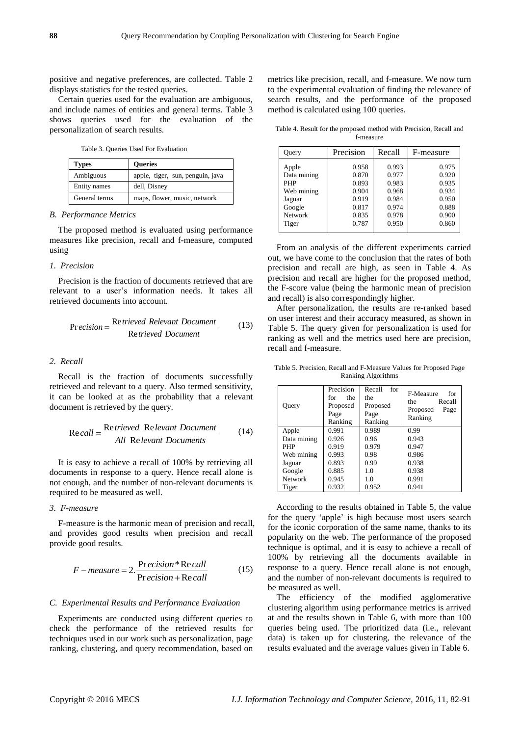positive and negative preferences, are collected. Table 2 displays statistics for the tested queries.

Certain queries used for the evaluation are ambiguous, and include names of entities and general terms. Table 3 shows queries used for the evaluation of the personalization of search results.

Table 3. Queries Used For Evaluation

| **Types** | **Queries** |
|---|---|
| Ambiguous | apple, tiger, sun, penguin, java |
| Entity names | dell, Disney |
| General terms | maps, flower, music, network |

### *B. Performance Metrics*

The proposed method is evaluated using performance measures like precision, recall and f-measure, computed using

#### *1. Precision*

Precision is the fraction of documents retrieved that are relevant to a user's information needs. It takes all retrieved documents into account.

$$Precision = \frac{Retrieved\ Relevant\ Document}{Retrieved\ Document} \qquad (13)$$

#### *2. Recall*

Recall is the fraction of documents successfully retrieved and relevant to a query. Also termed sensitivity, it can be looked at as the probability that a relevant document is retrieved by the query.

$$Recall = \frac{Retrieved\ Relevant\ Document}{All\ Relevant\ Documents} \qquad (14)$$

It is easy to achieve a recall of 100% by retrieving all documents in response to a query. Hence recall alone is not enough, and the number of non-relevant documents is required to be measured as well.

#### *3. F-measure*

F-measure is the harmonic mean of precision and recall, and provides good results when precision and recall provide good results.

$$F-measure = 2.\frac{Precision * Recall}{Precision + Recall} \qquad (15)$$

### *C. Experimental Results and Performance Evaluation*

Experiments are conducted using different queries to check the performance of the retrieved results for techniques used in our work such as personalization, page ranking, clustering, and query recommendation, based on metrics like precision, recall, and f-measure. We now turn to the experimental evaluation of finding the relevance of search results, and the performance of the proposed method is calculated using 100 queries.

Table 4. Result for the proposed method with Precision, Recall and f-measure

| Query | Precision | Recall | F-measure |
|---|---|---|---|
| Apple | 0.958 | 0.993 | 0.975 |
| Data mining | 0.870 | 0.977 | 0.920 |
| PHP | 0.893 | 0.983 | 0.935 |
| Web mining | 0.904 | 0.968 | 0.934 |
| Jaguar | 0.919 | 0.984 | 0.950 |
| Google | 0.817 | 0.974 | 0.888 |
| Network | 0.835 | 0.978 | 0.900 |
| Tiger | 0.787 | 0.950 | 0.860 |

From an analysis of the different experiments carried out, we have come to the conclusion that the rates of both precision and recall are high, as seen in Table 4. As precision and recall are higher for the proposed method, the F-score value (being the harmonic mean of precision and recall) is also correspondingly higher.

After personalization, the results are re-ranked based on user interest and their accuracy measured, as shown in Table 5. The query given for personalization is used for ranking as well and the metrics used here are precision, recall and f-measure.

Table 5. Precision, Recall and F-Measure Values for Proposed Page Ranking Algorithms

| Query | Precision for the Proposed Page Ranking | Recall for the Proposed Page Ranking | F-Measure for the Recall Proposed Page Ranking |
|---|---|---|---|
| Apple | 0.991 | 0.989 | 0.99 |
| Data mining | 0.926 | 0.96 | 0.943 |
| PHP | 0.919 | 0.979 | 0.947 |
| Web mining | 0.993 | 0.98 | 0.986 |
| Jaguar | 0.893 | 0.99 | 0.938 |
| Google | 0.885 | 1.0 | 0.938 |
| Network | 0.945 | 1.0 | 0.991 |
| Tiger | 0.932 | 0.952 | 0.941 |

According to the results obtained in Table 5, the value for the query 'apple' is high because most users search for the iconic corporation of the same name, thanks to its popularity on the web. The performance of the proposed technique is optimal, and it is easy to achieve a recall of 100% by retrieving all the documents available in response to a query. Hence recall alone is not enough, and the number of non-relevant documents is required to be measured as well.

The efficiency of the modified agglomerative clustering algorithm using performance metrics is arrived at and the results shown in Table 6, with more than 100 queries being used. The prioritized data (i.e., relevant data) is taken up for clustering, the relevance of the results evaluated and the average values given in Table 6.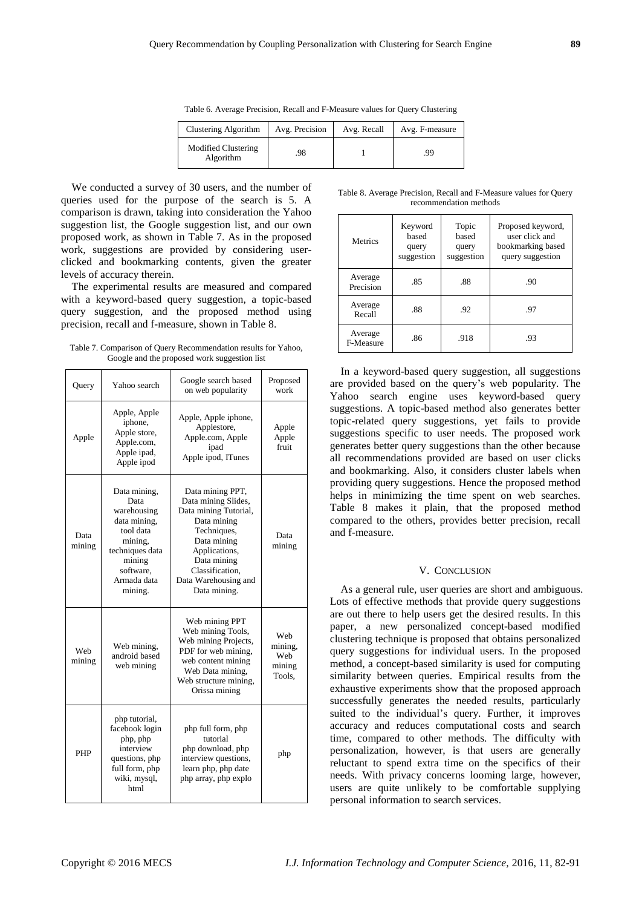Table 6. Average Precision, Recall and F-Measure values for Query Clustering

| Clustering Algorithm | Avg. Precision | Avg. Recall | Avg. F-measure |
|---|---|---|---|
| Modified Clustering Algorithm | .98 | 1 | .99 |

We conducted a survey of 30 users, and the number of queries used for the purpose of the search is 5. A comparison is drawn, taking into consideration the Yahoo suggestion list, the Google suggestion list, and our own proposed work, as shown in Table 7. As in the proposed work, suggestions are provided by considering user-clicked and bookmarking contents, given the greater levels of accuracy therein.

The experimental results are measured and compared with a keyword-based query suggestion, a topic-based query suggestion, and the proposed method using precision, recall and f-measure, shown in Table 8.

Table 7. Comparison of Query Recommendation results for Yahoo, Google and the proposed work suggestion list

| Query | Yahoo search | Google search based on web popularity | Proposed work |
|---|---|---|---|
| Apple | Apple, Apple iphone, Apple store, Apple.com, Apple ipad, Apple ipod | Apple, Apple iphone, Applestore, Apple.com, Apple ipad Apple ipod, ITunes | Apple Apple fruit |
| Data mining | Data mining, Data warehousing data mining, tool data mining, techniques data mining software, Armada data mining. | Data mining PPT, Data mining Slides, Data mining Tutorial, Data mining Techniques, Data mining Applications, Data mining Classification, Data Warehousing and Data mining. | Data mining |
| Web mining | Web mining, android based web mining | Web mining PPT Web mining Tools, Web mining Projects, PDF for web mining, web content mining Web Data mining, Web structure mining, Orissa mining | Web mining, Web mining Tools, |
| PHP | php tutorial, facebook login php, php interview questions, php full form, php wiki, mysql, html | php full form, php tutorial php download, php interview questions, learn php, php date php array, php explo | php |

Table 8. Average Precision, Recall and F-Measure values for Query recommendation methods

| Metrics | Keyword based query suggestion | Topic based query suggestion | Proposed keyword, user click and bookmarking based query suggestion |
|---|---|---|---|
| Average Precision | .85 | .88 | .90 |
| Average Recall | .88 | .92 | .97 |
| Average F-Measure | .86 | .918 | .93 |

In a keyword-based query suggestion, all suggestions are provided based on the query's web popularity. The Yahoo search engine uses keyword-based query suggestions. A topic-based method also generates better topic-related query suggestions, yet fails to provide suggestions specific to user needs. The proposed work generates better query suggestions than the other because all recommendations provided are based on user clicks and bookmarking. Also, it considers cluster labels when providing query suggestions. Hence the proposed method helps in minimizing the time spent on web searches. Table 8 makes it plain, that the proposed method compared to the others, provides better precision, recall and f-measure.

## V. Conclusion

As a general rule, user queries are short and ambiguous. Lots of effective methods that provide query suggestions are out there to help users get the desired results. In this paper, a new personalized concept-based modified clustering technique is proposed that obtains personalized query suggestions for individual users. In the proposed method, a concept-based similarity is used for computing similarity between queries. Empirical results from the exhaustive experiments show that the proposed approach successfully generates the needed results, particularly suited to the individual's query. Further, it improves accuracy and reduces computational costs and search time, compared to other methods. The difficulty with personalization, however, is that users are generally reluctant to spend extra time on the specifics of their needs. With privacy concerns looming large, however, users are quite unlikely to be comfortable supplying personal information to search services.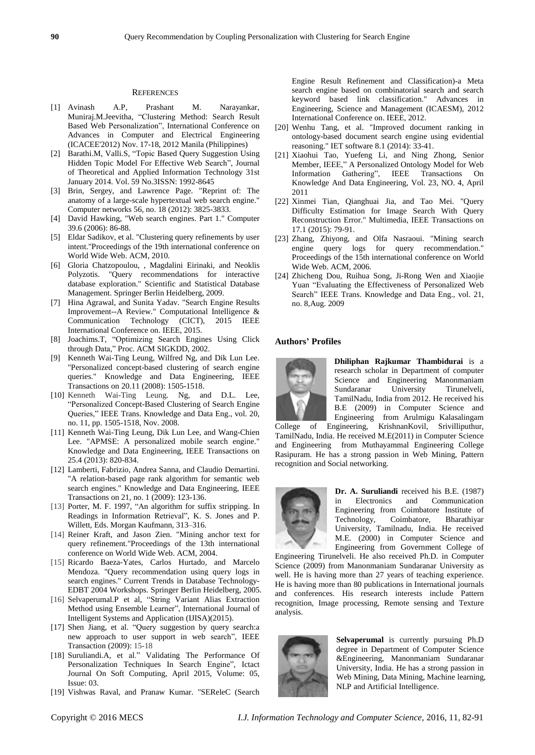## References

[1] Avinash A.P, Prashant M. Narayankar, Muniraj.M.Jeevitha, "Clustering Method: Search Result Based Web Personalization", International Conference on Advances in Computer and Electrical Engineering (ICACEE'2012) Nov. 17-18, 2012 Manila (Philippines)

[2] Barathi.M, Valli.S, "Topic Based Query Suggestion Using Hidden Topic Model For Effective Web Search", Journal of Theoretical and Applied Information Technology 31st January 2014. Vol. 59 No.3ISSN: 1992-8645

[3] Brin, Sergey, and Lawrence Page. "Reprint of: The anatomy of a large-scale hypertextual web search engine." Computer networks 56, no. 18 (2012): 3825-3833.

[4] David Hawking, "Web search engines. Part 1." Computer 39.6 (2006): 86-88.

[5] Eldar Sadikov, et al. "Clustering query refinements by user intent."Proceedings of the 19th international conference on World Wide Web. ACM, 2010.

[6] Gloria Chatzopoulou, , Magdalini Eirinaki, and Neoklis Polyzotis. "Query recommendations for interactive database exploration." Scientific and Statistical Database Management. Springer Berlin Heidelberg, 2009.

[7] Hina Agrawal, and Sunita Yadav. "Search Engine Results Improvement--A Review." Computational Intelligence & Communication Technology (CICT), 2015 IEEE International Conference on. IEEE, 2015.

[8] Joachims.T, "Optimizing Search Engines Using Click through Data," Proc. ACM SIGKDD, 2002.

[9] Kenneth Wai-Ting Leung, Wilfred Ng, and Dik Lun Lee. "Personalized concept-based clustering of search engine queries." Knowledge and Data Engineering, IEEE Transactions on 20.11 (2008): 1505-1518.

[10] Kenneth Wai-Ting Leung. Ng, and D.L. Lee, "Personalized Concept-Based Clustering of Search Engine Queries," IEEE Trans. Knowledge and Data Eng., vol. 20, no. 11, pp. 1505-1518, Nov. 2008.

[11] Kenneth Wai-Ting Leung, Dik Lun Lee, and Wang-Chien Lee. "APMSE: A personalized mobile search engine." Knowledge and Data Engineering, IEEE Transactions on 25.4 (2013): 820-834.

[12] Lamberti, Fabrizio, Andrea Sanna, and Claudio Demartini. "A relation-based page rank algorithm for semantic web search engines." Knowledge and Data Engineering, IEEE Transactions on 21, no. 1 (2009): 123-136.

[13] Porter, M. F. 1997, "An algorithm for suffix stripping. In Readings in Information Retrieval", K. S. Jones and P. Willett, Eds. Morgan Kaufmann, 313–316.

[14] Reiner Kraft, and Jason Zien. "Mining anchor text for query refinement."Proceedings of the 13th international conference on World Wide Web. ACM, 2004.

[15] Ricardo Baeza-Yates, Carlos Hurtado, and Marcelo Mendoza. "Query recommendation using query logs in search engines." Current Trends in Database Technology-EDBT 2004 Workshops. Springer Berlin Heidelberg, 2005.

[16] Selvaperumal.P et al, "String Variant Alias Extraction Method using Ensemble Learner", International Journal of Intelligent Systems and Application (IJISA)(2015).

[17] Shen Jiang, et al. "Query suggestion by query search:a new approach to user support in web search", IEEE Transaction (2009): 15-18

[18] Suruliandi.A, et al." Validating The Performance Of Personalization Techniques In Search Engine", Ictact Journal On Soft Computing, April 2015, Volume: 05, Issue: 03.

[19] Vishwas Raval, and Pranaw Kumar. "SEReleC (Search Engine Result Refinement and Classification)-a Meta search engine based on combinatorial search and search keyword based link classification." Advances in Engineering, Science and Management (ICAESM), 2012 International Conference on. IEEE, 2012.

[20] Wenhu Tang, et al. "Improved document ranking in ontology-based document search engine using evidential reasoning." IET software 8.1 (2014): 33-41.

[21] Xiaohui Tao, Yuefeng Li, and Ning Zhong, Senior Member, IEEE," A Personalized Ontology Model for Web Information Gathering", IEEE Transactions On Knowledge And Data Engineering, Vol. 23, NO. 4, April 2011

[22] Xinmei Tian, Qianghuai Jia, and Tao Mei. "Query Difficulty Estimation for Image Search With Query Reconstruction Error." Multimedia, IEEE Transactions on 17.1 (2015): 79-91.

[23] Zhang, Zhiyong, and Olfa Nasraoui. "Mining search engine query logs for query recommendation." Proceedings of the 15th international conference on World Wide Web. ACM, 2006.

[24] Zhicheng Dou, Ruihua Song, Ji-Rong Wen and Xiaojie Yuan "Evaluating the Effectiveness of Personalized Web Search" IEEE Trans. Knowledge and Data Eng., vol. 21, no. 8,Aug. 2009

### Authors' Profiles

**Dhiliphan Rajkumar Thambidurai** is a research scholar in Department of computer Science and Engineering Manonmaniam Sundaranar University Tirunelveli, TamilNadu, India from 2012. He received his B.E (2009) in Computer Science and Engineering from Arulmigu Kalasalingam College of Engineering, KrishnanKovil, Srivilliputhur, TamilNadu, India. He received M.E(2011) in Computer Science and Engineering from Muthayammal Engineering College Rasipuram. He has a strong passion in Web Mining, Pattern recognition and Social networking.

**Dr. A. Suruliandi** received his B.E. (1987) in Electronics and Communication Engineering from Coimbatore Institute of Technology, Coimbatore, Bharathiyar University, Tamilnadu, India. He received M.E. (2000) in Computer Science and Engineering from Government College of Engineering Tirunelveli. He also received Ph.D. in Computer Science (2009) from Manonmaniam Sundaranar University as well. He is having more than 27 years of teaching experience. He is having more than 80 publications in International journals and conferences. His research interests include Pattern recognition, Image processing, Remote sensing and Texture analysis.

**Selvaperumal** is currently pursuing Ph.D degree in Department of Computer Science &Engineering, Manonmaniam Sundaranar University, India. He has a strong passion in Web Mining, Data Mining, Machine learning, NLP and Artificial Intelligence.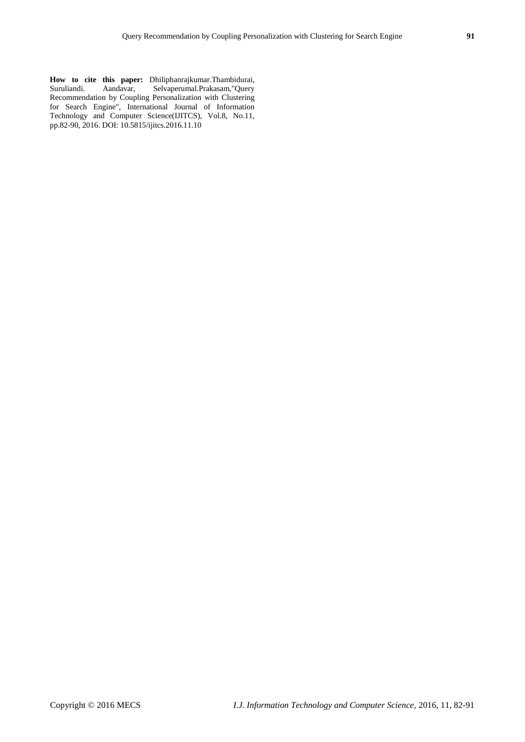**How to cite this paper:** Dhiliphanrajkumar.Thambidurai, Suruliandi. Aandavar, Selvaperumal.Prakasam,"Query Recommendation by Coupling Personalization with Clustering for Search Engine", International Journal of Information Technology and Computer Science(IJITCS), Vol.8, No.11, pp.82-90, 2016. DOI: 10.5815/ijitcs.2016.11.10